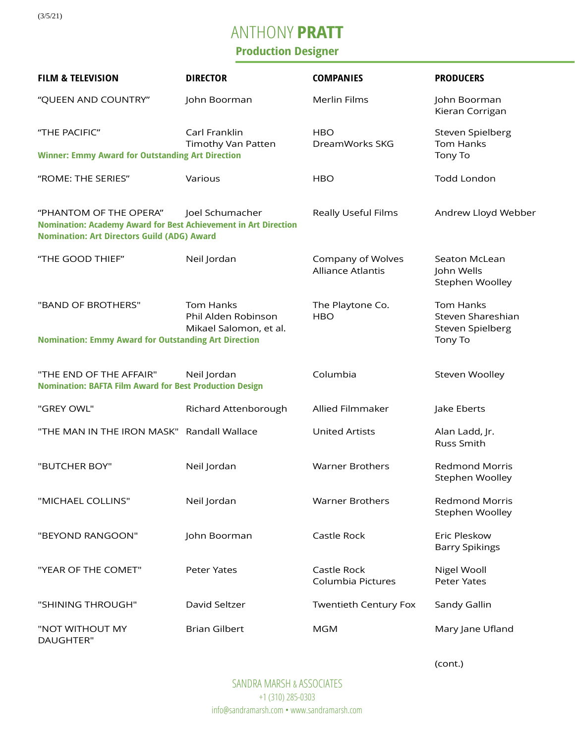(3/5/21)

# ANTHONY **PRATT**

## Production Designer

| FILM & TELEVISION | DIRECTOR | COMPANIES | PRODUCERS |
|---|---|---|---|
| "QUEEN AND COUNTRY" | John Boorman | Merlin Films | John Boorman<br>Kieran Corrigan |
| "THE PACIFIC"<br>**Winner: Emmy Award for Outstanding Art Direction** | Carl Franklin<br>Timothy Van Patten | HBO<br>DreamWorks SKG | Steven Spielberg<br>Tom Hanks<br>Tony To |
| "ROME: THE SERIES" | Various | HBO | Todd London |
| "PHANTOM OF THE OPERA"<br>**Nomination: Academy Award for Best Achievement in Art Direction**<br>**Nomination: Art Directors Guild (ADG) Award** | Joel Schumacher | Really Useful Films | Andrew Lloyd Webber |
| "THE GOOD THIEF" | Neil Jordan | Company of Wolves<br>Alliance Atlantis | Seaton McLean<br>John Wells<br>Stephen Woolley |
| "BAND OF BROTHERS"<br>**Nomination: Emmy Award for Outstanding Art Direction** | Tom Hanks<br>Phil Alden Robinson<br>Mikael Salomon, et al. | The Playtone Co.<br>HBO | Tom Hanks<br>Steven Shareshian<br>Steven Spielberg<br>Tony To |
| "THE END OF THE AFFAIR"<br>**Nomination: BAFTA Film Award for Best Production Design** | Neil Jordan | Columbia | Steven Woolley |
| "GREY OWL" | Richard Attenborough | Allied Filmmaker | Jake Eberts |
| "THE MAN IN THE IRON MASK" | Randall Wallace | United Artists | Alan Ladd, Jr.<br>Russ Smith |
| "BUTCHER BOY" | Neil Jordan | Warner Brothers | Redmond Morris<br>Stephen Woolley |
| "MICHAEL COLLINS" | Neil Jordan | Warner Brothers | Redmond Morris<br>Stephen Woolley |
| "BEYOND RANGOON" | John Boorman | Castle Rock | Eric Pleskow<br>Barry Spikings |
| "YEAR OF THE COMET" | Peter Yates | Castle Rock<br>Columbia Pictures | Nigel Wooll<br>Peter Yates |
| "SHINING THROUGH" | David Seltzer | Twentieth Century Fox | Sandy Gallin |
| "NOT WITHOUT MY DAUGHTER" | Brian Gilbert | MGM | Mary Jane Ufland |

(cont.)

SANDRA MARSH & ASSOCIATES
+1 (310) 285-0303
info@sandramarsh.com • www.sandramarsh.com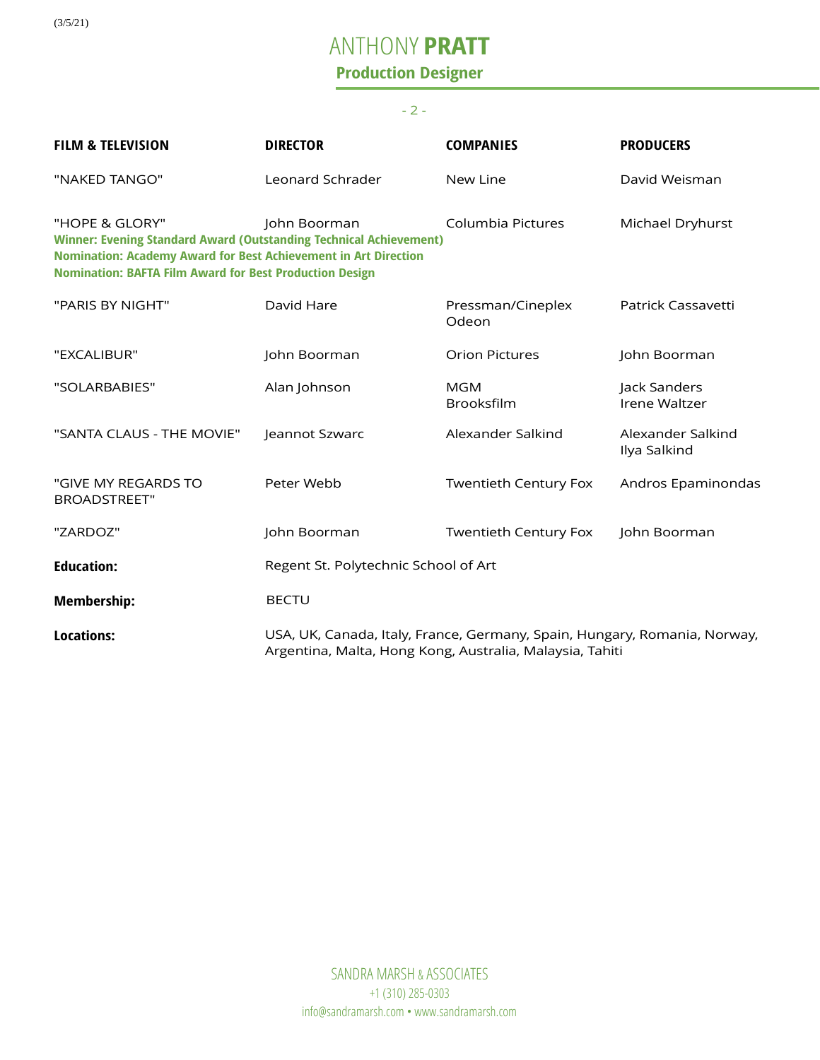(3/5/21)

# ANTHONY **PRATT**

**Production Designer**

| FILM & TELEVISION | DIRECTOR | COMPANIES | PRODUCERS |
|---|---|---|---|
| "NAKED TANGO" | Leonard Schrader | New Line | David Weisman |
| "HOPE & GLORY"<br>**Winner: Evening Standard Award (Outstanding Technical Achievement)**<br>**Nomination: Academy Award for Best Achievement in Art Direction**<br>**Nomination: BAFTA Film Award for Best Production Design** | John Boorman | Columbia Pictures | Michael Dryhurst |
| "PARIS BY NIGHT" | David Hare | Pressman/Cineplex Odeon | Patrick Cassavetti |
| "EXCALIBUR" | John Boorman | Orion Pictures | John Boorman |
| "SOLARBABIES" | Alan Johnson | MGM<br>Brooksfilm | Jack Sanders<br>Irene Waltzer |
| "SANTA CLAUS - THE MOVIE" | Jeannot Szwarc | Alexander Salkind | Alexander Salkind<br>Ilya Salkind |
| "GIVE MY REGARDS TO BROADSTREET" | Peter Webb | Twentieth Century Fox | Andros Epaminondas |
| "ZARDOZ" | John Boorman | Twentieth Century Fox | John Boorman |

**Education:** Regent St. Polytechnic School of Art

**Membership:** BECTU

**Locations:** USA, UK, Canada, Italy, France, Germany, Spain, Hungary, Romania, Norway, Argentina, Malta, Hong Kong, Australia, Malaysia, Tahiti

SANDRA MARSH & ASSOCIATES
+1 (310) 285-0303
info@sandramarsh.com • www.sandramarsh.com